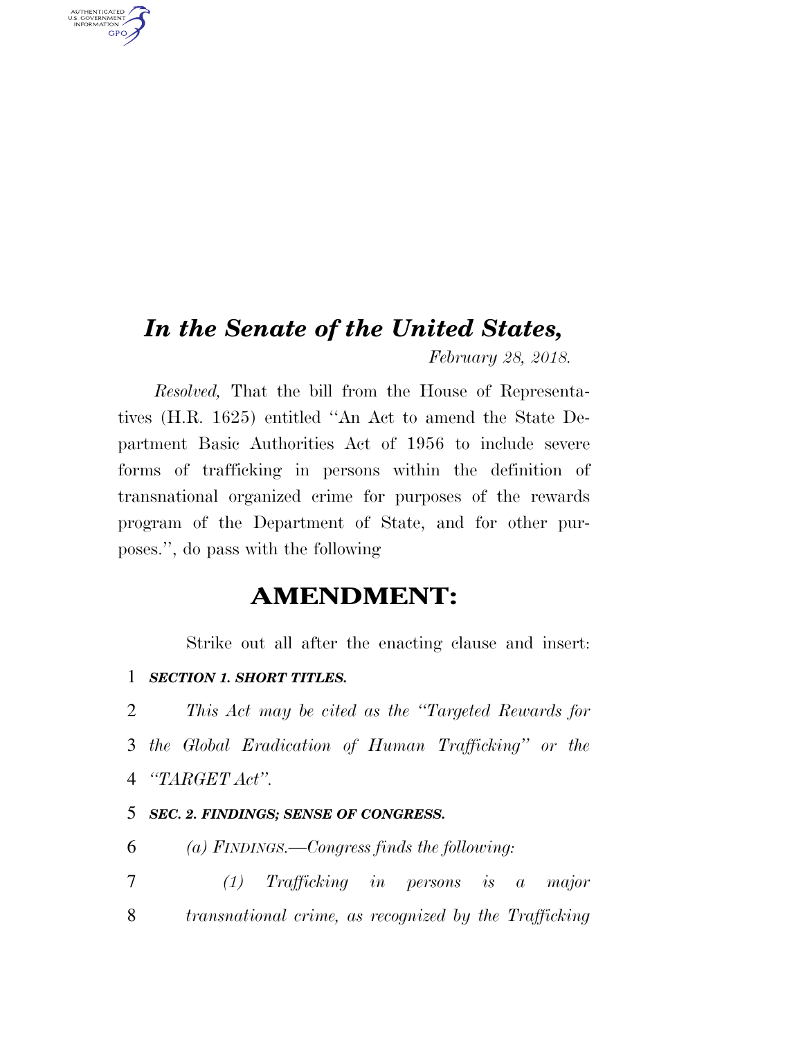# *In the Senate of the United States,*

*February 28, 2018.*

*Resolved,* That the bill from the House of Representatives (H.R. 1625) entitled "An Act to amend the State Department Basic Authorities Act of 1956 to include severe forms of trafficking in persons within the definition of transnational organized crime for purposes of the rewards program of the Department of State, and for other purposes.", do pass with the following

## AMENDMENT:

Strike out all after the enacting clause and insert:

1 ***SECTION 1. SHORT TITLES.***

2 *This Act may be cited as the "Targeted Rewards for*
3 *the Global Eradication of Human Trafficking" or the*
4 *"TARGET Act".*

5 ***SEC. 2. FINDINGS; SENSE OF CONGRESS.***

6 *(a) FINDINGS.—Congress finds the following:*

7 *(1) Trafficking in persons is a major*
8 *transnational crime, as recognized by the Trafficking*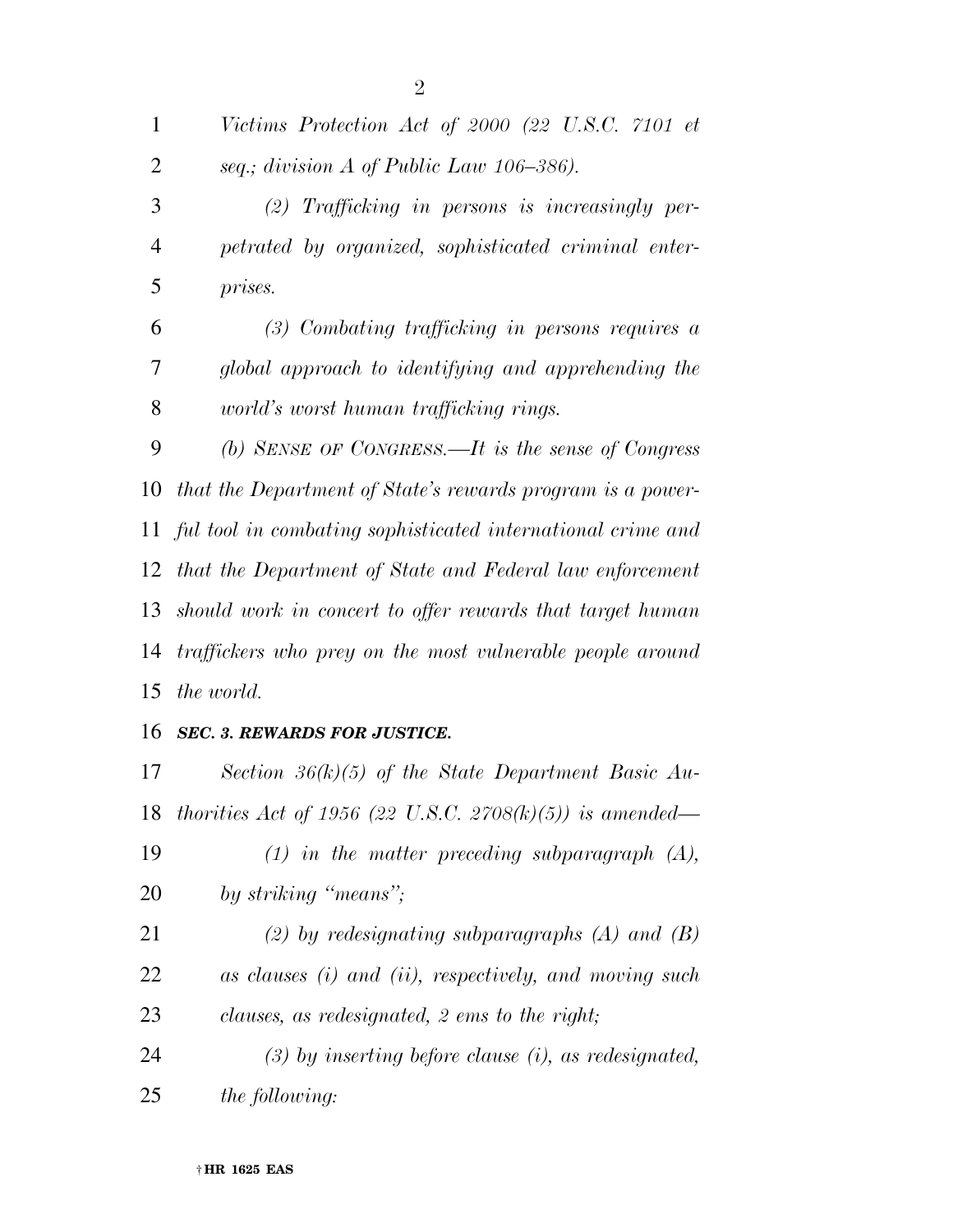*Victims Protection Act of 2000 (22 U.S.C. 7101 et seq.; division A of Public Law 106–386).*

*(2) Trafficking in persons is increasingly perpetrated by organized, sophisticated criminal enterprises.*

*(3) Combating trafficking in persons requires a global approach to identifying and apprehending the world's worst human trafficking rings.*

*(b) SENSE OF CONGRESS.—It is the sense of Congress that the Department of State's rewards program is a powerful tool in combating sophisticated international crime and that the Department of State and Federal law enforcement should work in concert to offer rewards that target human traffickers who prey on the most vulnerable people around the world.*

***SEC. 3. REWARDS FOR JUSTICE.***

*Section 36(k)(5) of the State Department Basic Authorities Act of 1956 (22 U.S.C. 2708(k)(5)) is amended—*

*(1) in the matter preceding subparagraph (A), by striking "means";*

*(2) by redesignating subparagraphs (A) and (B) as clauses (i) and (ii), respectively, and moving such clauses, as redesignated, 2 ems to the right;*

*(3) by inserting before clause (i), as redesignated, the following:*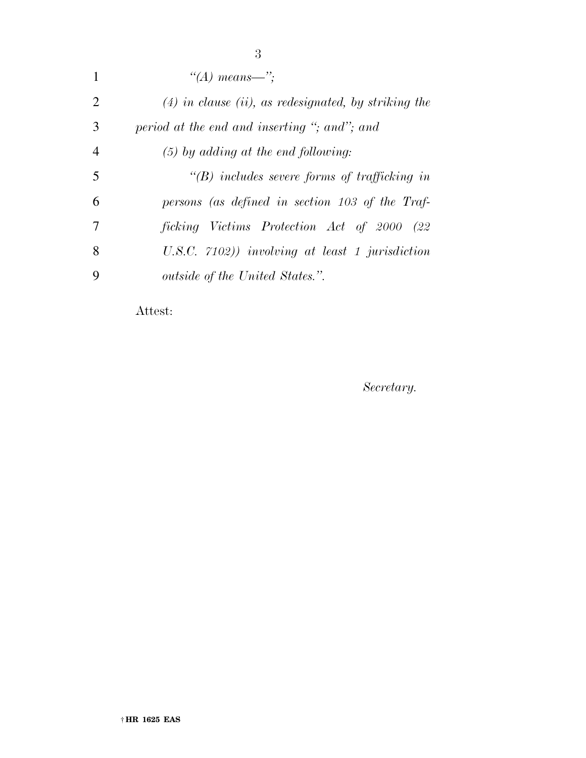*"(A) means—";*

*(4) in clause (ii), as redesignated, by striking the period at the end and inserting "; and"; and*

*(5) by adding at the end following:*

*"(B) includes severe forms of trafficking in persons (as defined in section 103 of the Trafficking Victims Protection Act of 2000 (22 U.S.C. 7102)) involving at least 1 jurisdiction outside of the United States.".*

Attest:

*Secretary.*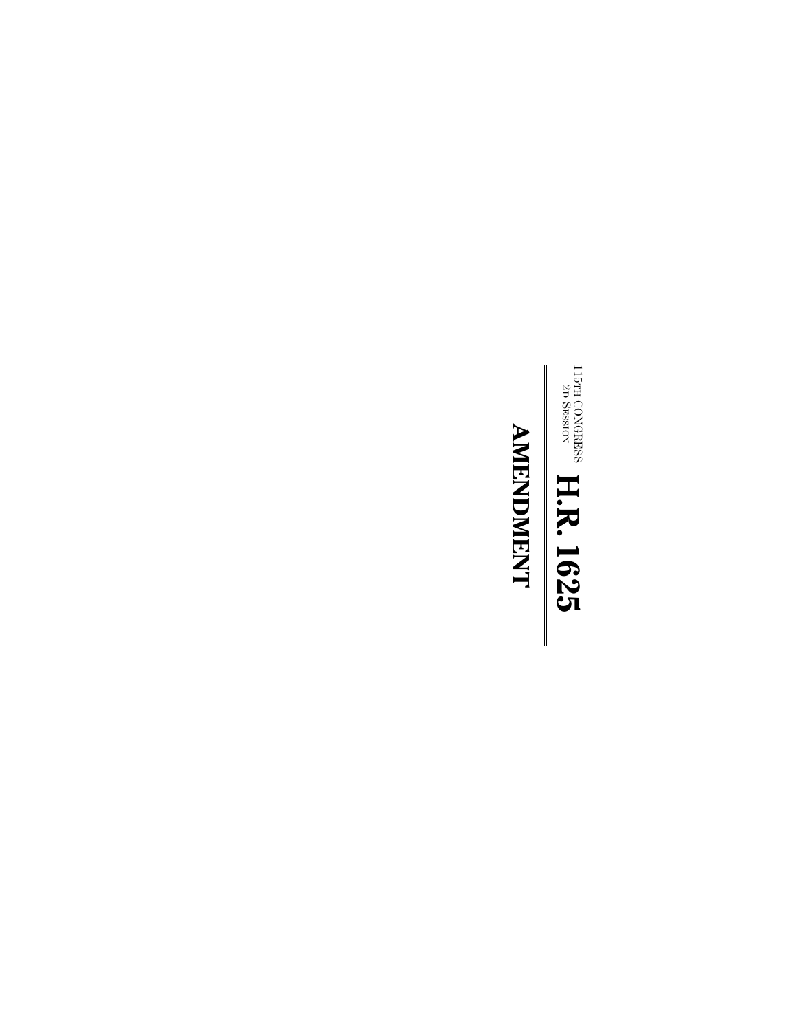115TH CONGRESS
2D SESSION

# H.R. 1625

# AMENDMENT